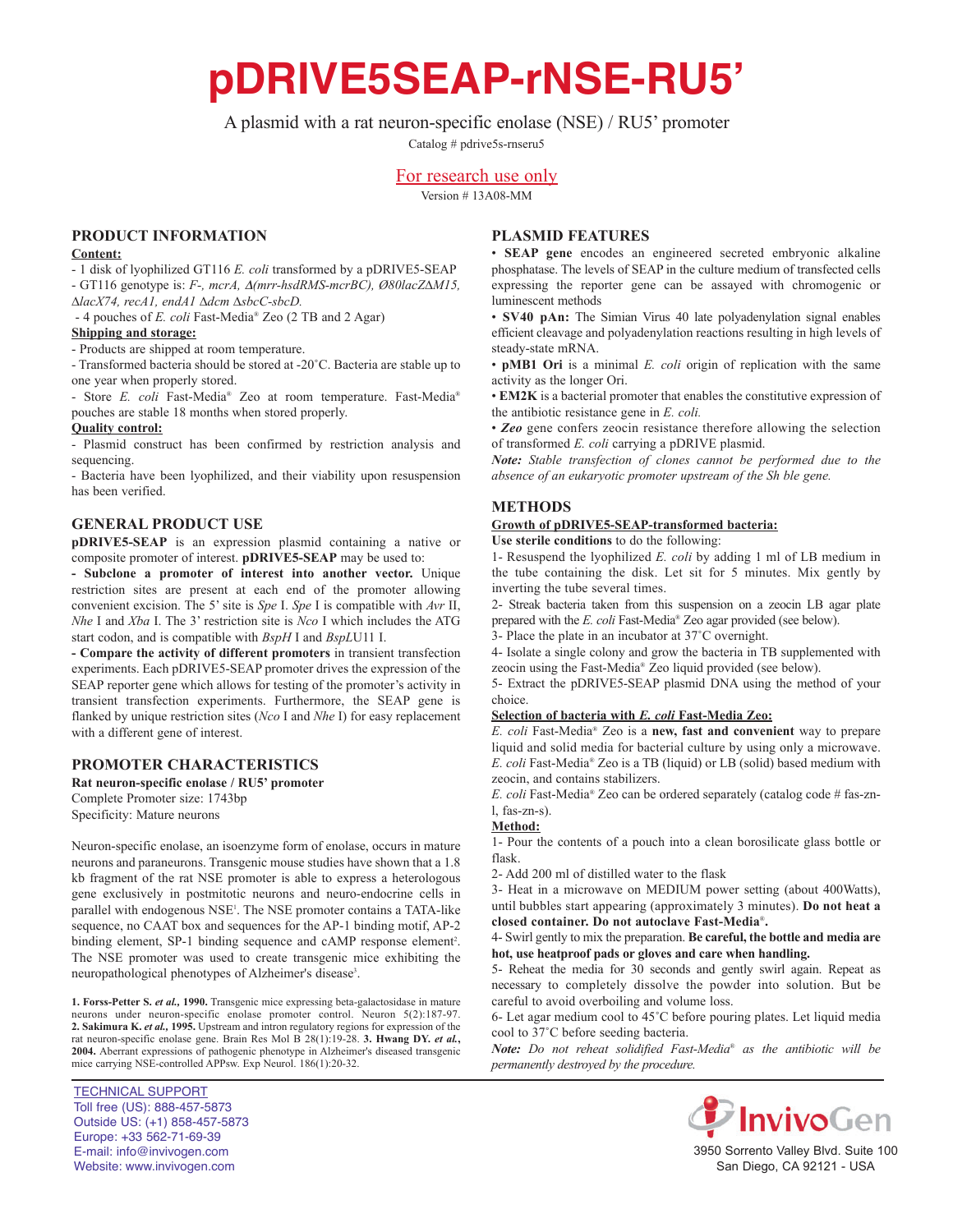# pDRIVE5SEAP-rNSE-RU5'

A plasmid with a rat neuron-specific enolase (NSE) / RU5' promoter

Catalog # pdrive5s-rnseru5

For research use only

Version # 13A08-MM

## PRODUCT INFORMATION

**Content:**

- 1 disk of lyophilized GT116 *E. coli* transformed by a pDRIVE5-SEAP
- GT116 genotype is: *F-, mcrA, Δ(mrr-hsdRMS-mcrBC), Ø80lacZΔM15, ΔlacX74, recA1, endA1 Δdcm ΔsbcC-sbcD.*
- 4 pouches of *E. coli* Fast-Media® Zeo (2 TB and 2 Agar)

**Shipping and storage:**

- Products are shipped at room temperature.
- Transformed bacteria should be stored at -20˚C. Bacteria are stable up to one year when properly stored.
- Store *E. coli* Fast-Media® Zeo at room temperature. Fast-Media® pouches are stable 18 months when stored properly.

**Quality control:**

- Plasmid construct has been confirmed by restriction analysis and sequencing.
- Bacteria have been lyophilized, and their viability upon resuspension has been verified.

## GENERAL PRODUCT USE

**pDRIVE5-SEAP** is an expression plasmid containing a native or composite promoter of interest. **pDRIVE5-SEAP** may be used to:

**- Subclone a promoter of interest into another vector.** Unique restriction sites are present at each end of the promoter allowing convenient excision. The 5' site is *Spe* I. *Spe* I is compatible with *Avr* II, *Nhe* I and *Xba* I. The 3' restriction site is *Nco* I which includes the ATG start codon, and is compatible with *BspH* I and *BspLU*11 I.

**- Compare the activity of different promoters** in transient transfection experiments. Each pDRIVE5-SEAP promoter drives the expression of the SEAP reporter gene which allows for testing of the promoter's activity in transient transfection experiments. Furthermore, the SEAP gene is flanked by unique restriction sites (*Nco* I and *Nhe* I) for easy replacement with a different gene of interest.

## PROMOTER CHARACTERISTICS

**Rat neuron-specific enolase / RU5' promoter**

Complete Promoter size: 1743bp

Specificity: Mature neurons

Neuron-specific enolase, an isoenzyme form of enolase, occurs in mature neurons and paraneurons. Transgenic mouse studies have shown that a 1.8 kb fragment of the rat NSE promoter is able to express a heterologous gene exclusively in postmitotic neurons and neuro-endocrine cells in parallel with endogenous NSE[1]. The NSE promoter contains a TATA-like sequence, no CAAT box and sequences for the AP-1 binding motif, AP-2 binding element, SP-1 binding sequence and cAMP response element[2]. The NSE promoter was used to create transgenic mice exhibiting the neuropathological phenotypes of Alzheimer's disease[3].

**1. Forss-Petter S. *et al.*, 1990.** Transgenic mice expressing beta-galactosidase in mature neurons under neuron-specific enolase promoter control. Neuron 5(2):187-97. **2. Sakimura K. *et al.*, 1995.** Upstream and intron regulatory regions for expression of the rat neuron-specific enolase gene. Brain Res Mol B 28(1):19-28. **3. Hwang DY. *et al.*, 2004.** Aberrant expressions of pathogenic phenotype in Alzheimer's diseased transgenic mice carrying NSE-controlled APPsw. Exp Neurol. 186(1):20-32.

## PLASMID FEATURES

- **SEAP gene** encodes an engineered secreted embryonic alkaline phosphatase. The levels of SEAP in the culture medium of transfected cells expressing the reporter gene can be assayed with chromogenic or luminescent methods
- **SV40 pAn:** The Simian Virus 40 late polyadenylation signal enables efficient cleavage and polyadenylation reactions resulting in high levels of steady-state mRNA.
- **pMB1 Ori** is a minimal *E. coli* origin of replication with the same activity as the longer Ori.
- **EM2K** is a bacterial promoter that enables the constitutive expression of the antibiotic resistance gene in *E. coli.*
- ***Zeo*** gene confers zeocin resistance therefore allowing the selection of transformed *E. coli* carrying a pDRIVE plasmid.

***Note:*** *Stable transfection of clones cannot be performed due to the absence of an eukaryotic promoter upstream of the Sh ble gene.*

## METHODS

**Growth of pDRIVE5-SEAP-transformed bacteria:**

**Use sterile conditions** to do the following:

1- Resuspend the lyophilized *E. coli* by adding 1 ml of LB medium in the tube containing the disk. Let sit for 5 minutes. Mix gently by inverting the tube several times.

2- Streak bacteria taken from this suspension on a zeocin LB agar plate prepared with the *E. coli* Fast-Media® Zeo agar provided (see below).

3- Place the plate in an incubator at 37˚C overnight.

4- Isolate a single colony and grow the bacteria in TB supplemented with zeocin using the Fast-Media® Zeo liquid provided (see below).

5- Extract the pDRIVE5-SEAP plasmid DNA using the method of your choice.

**Selection of bacteria with *E. coli* Fast-Media Zeo:**

*E. coli* Fast-Media® Zeo is a **new, fast and convenient** way to prepare liquid and solid media for bacterial culture by using only a microwave. *E. coli* Fast-Media® Zeo is a TB (liquid) or LB (solid) based medium with zeocin, and contains stabilizers.

*E. coli* Fast-Media® Zeo can be ordered separately (catalog code # fas-zn-l, fas-zn-s).

**Method:**

1- Pour the contents of a pouch into a clean borosilicate glass bottle or flask.

2- Add 200 ml of distilled water to the flask

3- Heat in a microwave on MEDIUM power setting (about 400Watts), until bubbles start appearing (approximately 3 minutes). **Do not heat a closed container. Do not autoclave Fast-Media®.**

4- Swirl gently to mix the preparation. **Be careful, the bottle and media are hot, use heatproof pads or gloves and care when handling.**

5- Reheat the media for 30 seconds and gently swirl again. Repeat as necessary to completely dissolve the powder into solution. But be careful to avoid overboiling and volume loss.

6- Let agar medium cool to 45˚C before pouring plates. Let liquid media cool to 37˚C before seeding bacteria.

***Note:*** *Do not reheat solidified Fast-Media® as the antibiotic will be permanently destroyed by the procedure.*

TECHNICAL SUPPORT
Toll free (US): 888-457-5873
Outside US: (+1) 858-457-5873
Europe: +33 562-71-69-39
E-mail: info@invivogen.com
Website: www.invivogen.com

InvivoGen
3950 Sorrento Valley Blvd. Suite 100
San Diego, CA 92121 - USA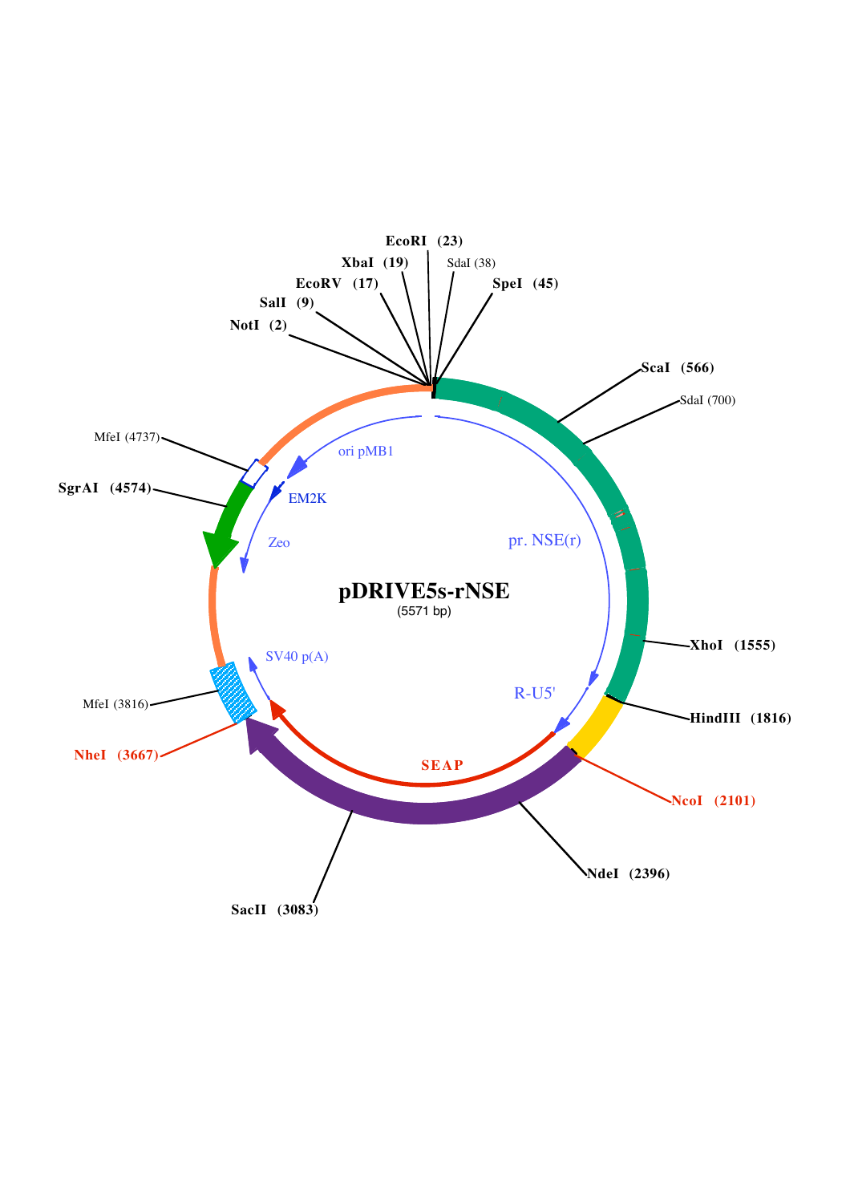# pDRIVE5s-rNSE

(5571 bp)

- NotI (2)
- SalI (9)
- EcoRV (17)
- XbaI (19)
- EcoRI (23)
- SdaI (38)
- SpeI (45)
- ScaI (566)
- SdaI (700)
- XhoI (1555)
- HindIII (1816)
- NcoI (2101)
- NdeI (2396)
- SacII (3083)
- NheI (3667)
- MfeI (3816)
- SgrAI (4574)
- MfeI (4737)

pr. NSE(r)

R-U5'

SEAP

SV40 p(A)

Zeo

EM2K

ori pMB1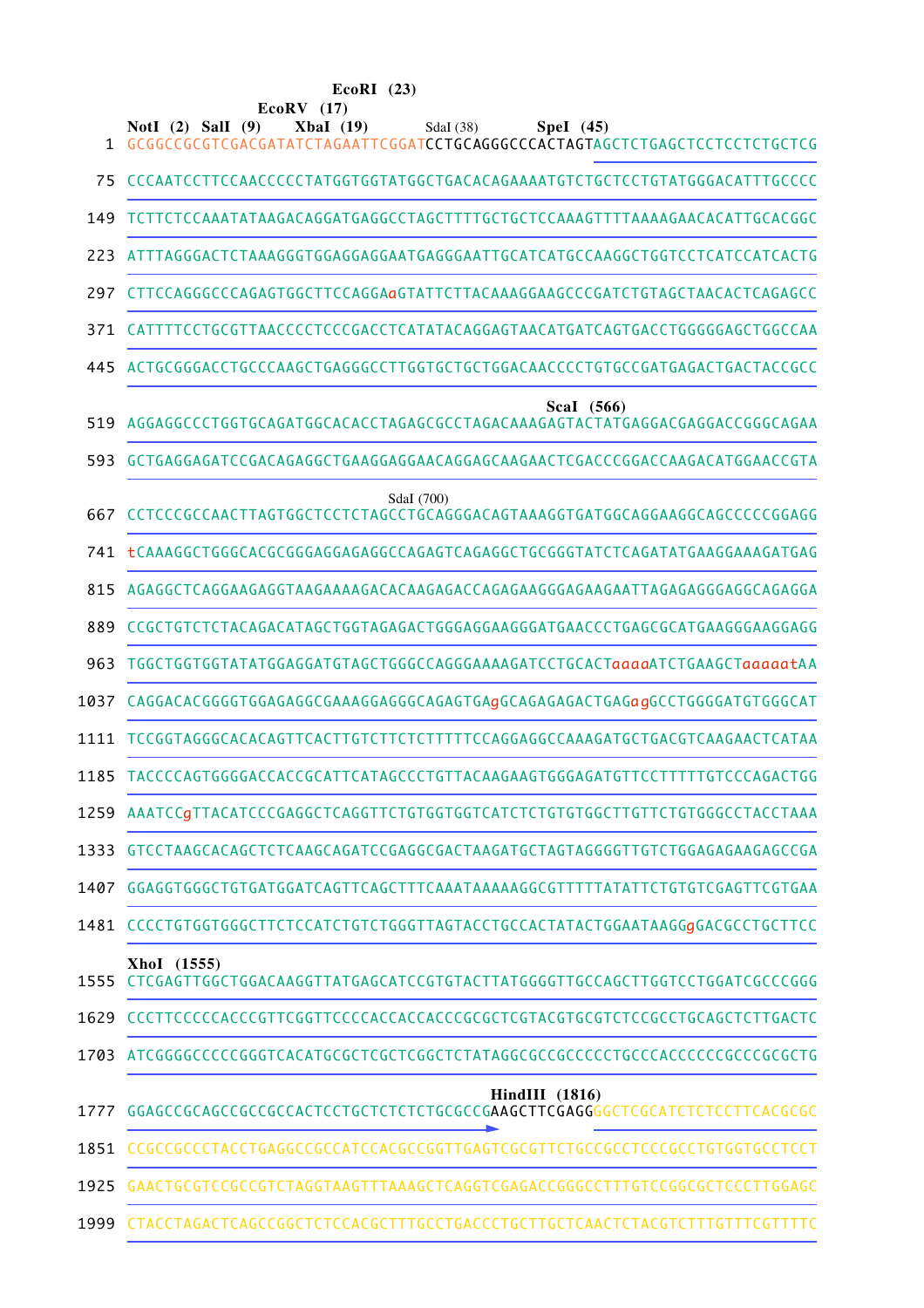```
                                                EcoRI  (23)
                                     EcoRV  (17)
      NotI  (2)   SalI  (9)     XbaI  (19)          SdaI (38)        SpeI  (45)
   1  GCGGCCGCGTCGACGATATCTAGAATTCGGATCCTGCAGGGCCCACTAGTAGCTCTGAGCTCCTCCTCTGCTCG

  75  CCCAATCCTTCCAACCCCCTATGGTGGTATGGCTGACACAGAAAATGTCTGCTCCTGTATGGGACATTTGCCCC

 149  TCTTCTCCAAATATAAGACAGGATGAGGCCTAGCTTTTGCTGCTCCAAAGTTTTAAAAGAACACATTGCACGGC

 223  ATTTAGGGACTCTAAAGGGTGGAGGAGGAATGAGGGAATTGCATCATGCCAAGGCTGGTCCTCATCCATCACTG

 297  CTTCCAGGGCCCAGAGTGGCTTCCAGGAaGTATTCTTACAAAGGAAGCCCGATCTGTAGCTAACACTCAGAGCC

 371  CATTTTCCTGCGTTAACCCCTCCCGACCTCATATACAGGAGTAACATGATCAGTGACCTGGGGGAGCTGGCCAA

 445  ACTGCGGGACCTGCCCAAGCTGAGGGCCTTGGTGCTGCTGGACAACCCCTGTGCCGATGAGACTGACTACCGCC

                                                                ScaI  (566)
 519  AGGAGGCCCTGGTGCAGATGGCACACCTAGAGCGCCTAGACAAAGAGTACTATGAGGACGAGGACCGGGCAGAA

 593  GCTGAGGAGATCCGACAGAGGCTGAAGGAGGAACAGGAGCAAGAACTCGACCCGGACCAAGACATGGAACCGTA

                                      SdaI (700)
 667  CCTCCCGCCAACTTAGTGGCTCCTCTAGCCTGCAGGGACAGTAAAGGTGATGGCAGGAAGGCAGCCCCCGGAGG

 741  tCAAAGGCTGGGCACGCGGGAGGAGAGGCCAGAGTCAGAGGCTGCGGGTATCTCAGATATGAAGGAAAGATGAG

 815  AGAGGCTCAGGAAGAGGTAAGAAAAGACACAAGAGACCAGAGAAGGGAGAAGAATTAGAGAGGGAGGCAGAGGA

 889  CCGCTGTCTCTACAGACATAGCTGGTAGAGACTGGGAGGAAGGGATGAACCCTGAGCGCATGAAGGGAAGGAGG

 963  TGGCTGGTGGTATATGGAGGATGTAGCTGGGCCAGGGAAAAGATCCTGCACTaaaaATCTGAAGCTaaaaatAA

1037  CAGGACACGGGGTGGAGAGGCGAAAGGAGGGCAGAGTGAgGCAGAGAGACTGAGagGCCTGGGGATGTGGGCAT

1111  TCCGGTAGGGCACACAGTTCACTTGTCTTCTCTTTTTCCAGGAGGCCAAAGATGCTGACGTCAAGAACTCATAA

1185  TACCCCAGTGGGGACCACCGCATTCATAGCCCTGTTACAAGAAGTGGGAGATGTTCCTTTTTGTCCCAGACTGG

1259  AAATCCgTTACATCCCGAGGCTCAGGTTCTGTGGTGGTCATCTCTGTGTGGCTTGTTCTGTGGGCCTACCTAAA

1333  GTCCTAAGCACAGCTCTCAAGCAGATCCGAGGCGACTAAGATGCTAGTAGGGGTTGTCTGGAGAGAAGAGCCGA

1407  GGAGGTGGGCTGTGATGGATCAGTTCAGCTTTCAAATAAAAAGGCGTTTTTATATTCTGTGTCGAGTTCGTGAA

1481  CCCCTGTGGTGGGCTTCTCCATCTGTCTGGGTTAGTACCTGCCACTATACTGGAATAAGGgGACGCCTGCTTCC

      XhoI  (1555)
1555  CTCGAGTTGGCTGGACAAGGTTATGAGCATCCGTGTACTTATGGGGTTGCCAGCTTGGTCCTGGATCGCCCGGG

1629  CCCTTCCCCCACCCGTTCGGTTCCCCACCACCACCCGCGCTCGTACGTGCGTCTCCGCCTGCAGCTCTTGACTC

1703  ATCGGGGCCCCCGGGTCACATGCGCTCGCTCGGCTCTATAGGCGCCGCCCCCTGCCCACCCCCCGCCCGCGCTG

                                                          HindIII  (1816)
1777  GGAGCCGCAGCCGCCGCCACTCCTGCTCTCTCTGCGCCGAAGCTTCGAGGGGCTCGCATCTCTCCTTCACGCGC

1851  CCGCCGCCCTACCTGAGGCCGCCATCCACGCCGGTTGAGTCGCGTTCTGCCGCCTCCCGCCTGTGGTGCCTCCT

1925  GAACTGCGTCCGCCGTCTAGGTAAGTTTAAAGCTCAGGTCGAGACCGGGCCTTTGTCCGGCGCTCCCTTGGAGC

1999  CTACCTAGACTCAGCCGGCTCTCCACGCTTTGCCTGACCCTGCTTGCTCAACTCTACGTCTTTGTTTCGTTTTC
```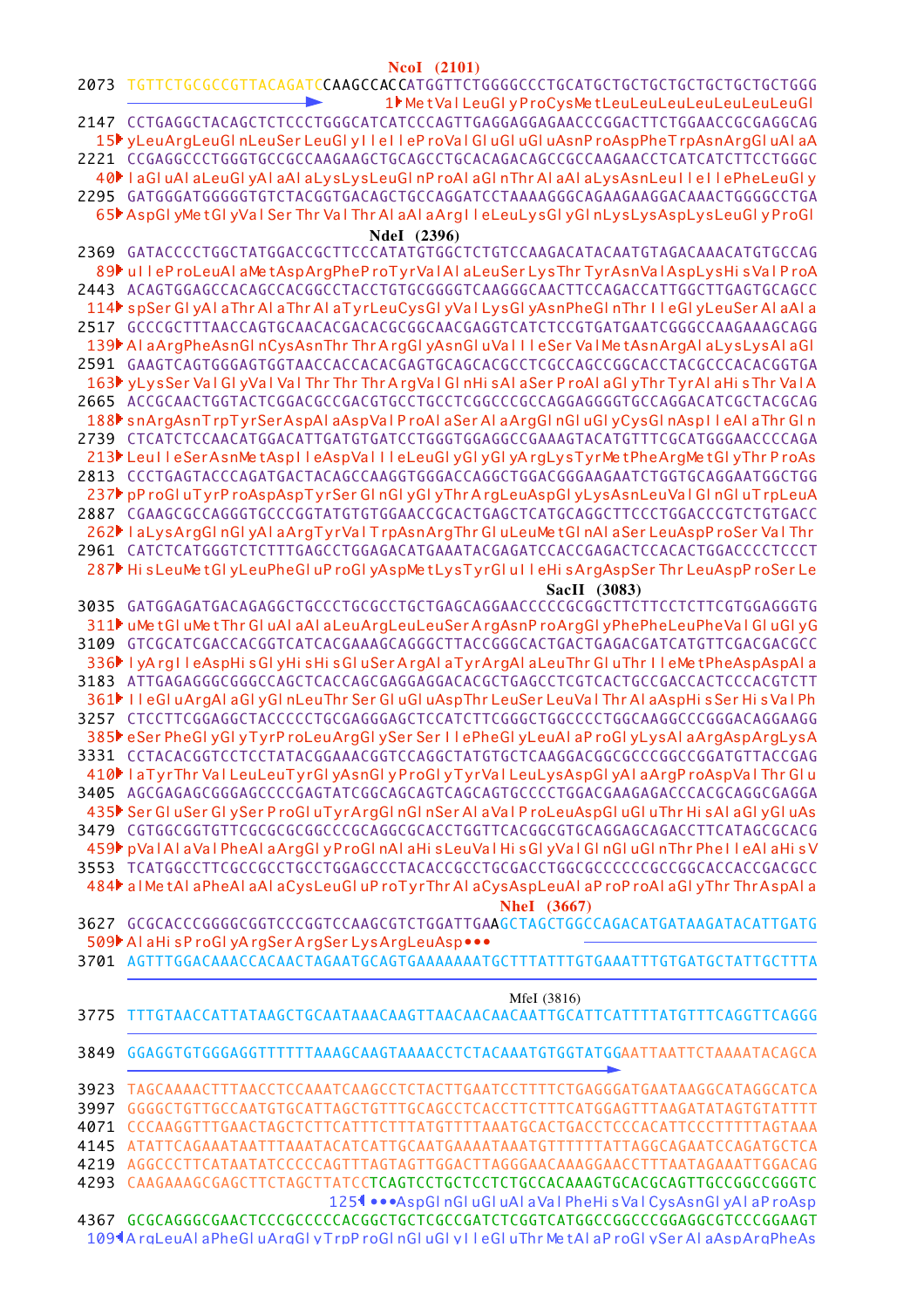```
                                    NcoI  (2101)
2073 TGTTCTGCGCCGTTACAGATCCAAGCCACCATGGTTCTGGGGCCCTGCATGCTGCTGCTGCTGCTGCTGCTGGG
                                      1▸MetValLeuGlyProCysMetLeuLeuLeuLeuLeuLeuLeuGl
2147 CCTGAGGCTACAGCTCTCCCTGGGCATCATCCCAGTTGAGGAGGAGAACCCGGACTTCTGGAACCGCGAGGCAG
  15▸yLeuArgLeuGlnLeuSerLeuGlyIleIleProValGluGluGluAsnProAspPheTrpAsnArgGluAlaA
2221 CCGAGGCCCTGGGTGCCGCCAAGAAGCTGCAGCCTGCACAGACAGCCGCCAAGAACCTCATCATCTTCCTGGGC
  40▸laGluAlaLeuGlyAlaAlaLysLysLeuGlnProAlaGlnThrAlaAlaLysAsnLeuIleIlePheLeuGly
2295 GATGGGATGGGGGTGTCTACGGTGACAGCTGCCAGGATCCTAAAAGGGCAGAAGAAGGACAAACTGGGGCCTGA
  65▸AspGlyMetGlyValSerThrValThrAlaAlaArgIleLeuLysGlyGlnLysLysAspLysLeuGlyProGl
                                              NdeI  (2396)
2369 GATACCCCTGGCTATGGACCGCTTCCCATATGTGGCTCTGTCCAAGACATACAATGTAGACAAACATGTGCCAG
  89▸uIleProLeuAlaMetAspArgPheProTyrValAlaLeuSerLysThrTyrAsnValAspLysHisValProA
2443 ACAGTGGAGCCACAGCCACGGCCTACCTGTGCGGGGTCAAGGGCAACTTCCAGACCATTGGCTTGAGTGCAGCC
 114▸spSerGlyAlaThrAlaThrAlaTyrLeuCysGlyValLysGlyAsnPheGlnThrIleGlyLeuSerAlaAla
2517 GCCCGCTTTAACCAGTGCAACACGACACGCGGCAACGAGGTCATCTCCGTGATGAATCGGGCCAAGAAAGCAGG
 139▸AlaArgPheAsnGlnCysAsnThrThrArgGlyAsnGluValIleSerValMetAsnArgAlaLysLysAlaGl
2591 GAAGTCAGTGGGAGTGGTAACCACCACACGAGTGCAGCACGCCTCGCCAGCCGGCACCTACGCCCACACGGTGA
 163▸yLysSerValGlyValValThrThrThrArgValGlnHisAlaSerProAlaGlyThrTyrAlaHisThrValA
2665 ACCGCAACTGGTACTCGGACGCCGACGTGCCTGCCTCGGCCCGCCAGGAGGGGTGCCAGGACATCGCTACGCAG
 188▸snArgAsnTrpTyrSerAspAlaAspValProAlaSerAlaArgGlnGluGlyCysGlnAspIleAlaThrGln
2739 CTCATCTCCAACATGGACATTGATGTGATCCTGGGTGGAGGCCGAAAGTACATGTTTCGCATGGGAACCCCAGA
 213▸LeuIleSerAsnMetAspIleAspValIleLeuGlyGlyGlyArgLysTyrMetPheArgMetGlyThrProAs
2813 CCCTGAGTACCCAGATGACTACAGCCAAGGTGGGACCAGGCTGGACGGGAAGAATCTGGTGCAGGAATGGCTGG
 237▸pProGluTyrProAspAspTyrSerGlnGlyGlyThrArgLeuAspGlyLysAsnLeuValGlnGluTrpLeuA
2887 CGAAGCGCCAGGGTGCCCGGTATGTGTGGAACCGCACTGAGCTCATGCAGGCTTCCCTGGACCCGTCTGTGACC
 262▸laLysArgGlnGlyAlaArgTyrValTrpAsnArgThrGluLeuMetGlnAlaSerLeuAspProSerValThr
2961 CATCTCATGGGTCTCTTTGAGCCTGGAGACATGAAATACGAGATCCACCGAGACTCCACACTGGACCCCTCCCT
 287▸HisLeuMetGlyLeuPheGluProGlyAspMetLysTyrGluIleHisArgAspSerThrLeuAspProSerLe
                                                          SacII  (3083)
3035 GATGGAGATGACAGAGGCTGCCCTGCGCCTGCTGAGCAGGAACCCCCGCGGCTTCTTCCTCTTCGTGGAGGGTG
 311▸uMetGluMetThrGluAlaAlaLeuArgLeuLeuSerArgAsnProArgGlyPhePheLeuPheValGluGlyG
3109 GTCGCATCGACCACGGTCATCACGAAAGCAGGGCTTACCGGGCACTGACTGAGACGATCATGTTCGACGACGCC
 336▸lyArgIleAspHisGlyHisHisGluSerArgAlaTyrArgAlaLeuThrGluThrIleMetPheAspAspAla
3183 ATTGAGAGGGCGGGCCAGCTCACCAGCGAGGAGGACACGCTGAGCCTCGTCACTGCCGACCACTCCCACGTCTT
 361▸IleGluArgAlaGlyGlnLeuThrSerGluGluAspThrLeuSerLeuValThrAlaAspHisSerHisValPh
3257 CTCCTTCGGAGGCTACCCCCTGCGAGGGAGCTCCATCTTCGGGCTGGCCCCTGGCAAGGCCCGGGACAGGAAGG
 385▸eSerPheGlyGlyTyrProLeuArgGlySerSerIlePheGlyLeuAlaProGlyLysAlaArgAspArgLysA
3331 CCTACACGGTCCTCCTATACGGAAACGGTCCAGGCTATGTGCTCAAGGACGGCGCCCGGCCGGATGTTACCGAG
 410▸laTyrThrValLeuLeuTyrGlyAsnGlyProGlyTyrValLeuLysAspGlyAlaArgProAspValThrGlu
3405 AGCGAGAGCGGGAGCCCCGAGTATCGGCAGCAGTCAGCAGTGCCCCTGGACGAAGAGACCCACGCAGGCGAGGA
 435▸SerGluSerGlySerProGluTyrArgGlnGlnSerAlaValProLeuAspGluGluThrHisAlaGlyGluAs
3479 CGTGGCGGTGTTCGCGCGCGGCCCGCAGGCGCACCTGGTTCACGGCGTGCAGGAGCAGACCTTCATAGCGCACG
 459▸pValAlaValPheAlaArgGlyProGlnAlaHisLeuValHisGlyValGlnGluGlnThrPheIleAlaHisV
3553 TCATGGCCTTCGCCGCCTGCCTGGAGCCCTACACCGCCTGCGACCTGGCGCCCCCCGCCGGCACCACCGACGCC
 484▸alMetAlaPheAlaAlaCysLeuGluProTyrThrAlaCysAspLeuAlaProProAlaGlyThrThrAspAla
                                               NheI  (3667)
3627 GCGCACCCGGGGCGGTCCCGGTCCAAGCGTCTGGATTGAAGCTAGCTGGCCAGACATGATAAGATACATTGATG
 509▸AlaHisProGlyArgSerArgSerLysArgLeuAsp•••
3701 AGTTTGGACAAACCACAACTAGAATGCAGTGAAAAAAATGCTTTATTTGTGAAATTTGTGATGCTATTGCTTTA
                                                          MfeI (3816)
3775 TTTGTAACCATTATAAGCTGCAATAAACAAGTTAACAACAACAATTGCATTCATTTTATGTTTCAGGTTCAGGG
3849 GGAGGTGTGGGAGGTTTTTTAAAGCAAGTAAAACCTCTACAAATGTGGTATGGAATTAATTCTAAAATACAGCA
3923 TAGCAAAACTTTAACCTCCAAATCAAGCCTCTACTTGAATCCTTTTCTGAGGGATGAATAAGGCATAGGCATCA
3997 GGGGCTGTTGCCAATGTGCATTAGCTGTTTGCAGCCTCACCTTCTTTCATGGAGTTTAAGATATAGTGTATTTT
4071 CCCAAGGTTTGAACTAGCTCTTCATTTCTTTATGTTTTAAATGCACTGACCTCCCACATTCCCTTTTTAGTAAA
4145 ATATTCAGAAATAATTTAAATACATCATTGCAATGAAAATAAATGTTTTTTATTAGGCAGAATCCAGATGCTCA
4219 AGGCCCTTCATAATATCCCCCAGTTTAGTAGTTGGACTTAGGGAACAAAGGAACCTTTAATAGAAATTGGACAG
4293 CAAGAAAGCGAGCTTCTAGCTTATCCTCAGTCCTGCTCCTCTGCCACAAAGTGCACGCAGTTGCCGGCCGGGTC
                          125◂•••AspGlnGluGluAlaValPheHisValCysAsnGlyAlaProAsp
4367 GCGCAGGGCGAACTCCCGCCCCCACGGCTGCTCGCCGATCTCGGTCATGGCCGGCCCGGAGGCGTCCGGAAGT
 109◂ArgLeuAlaPheGluArgGlyTrpProGlnGluGlyIleGluThrMetAlaProGlySerAlaAspArgPheAs
```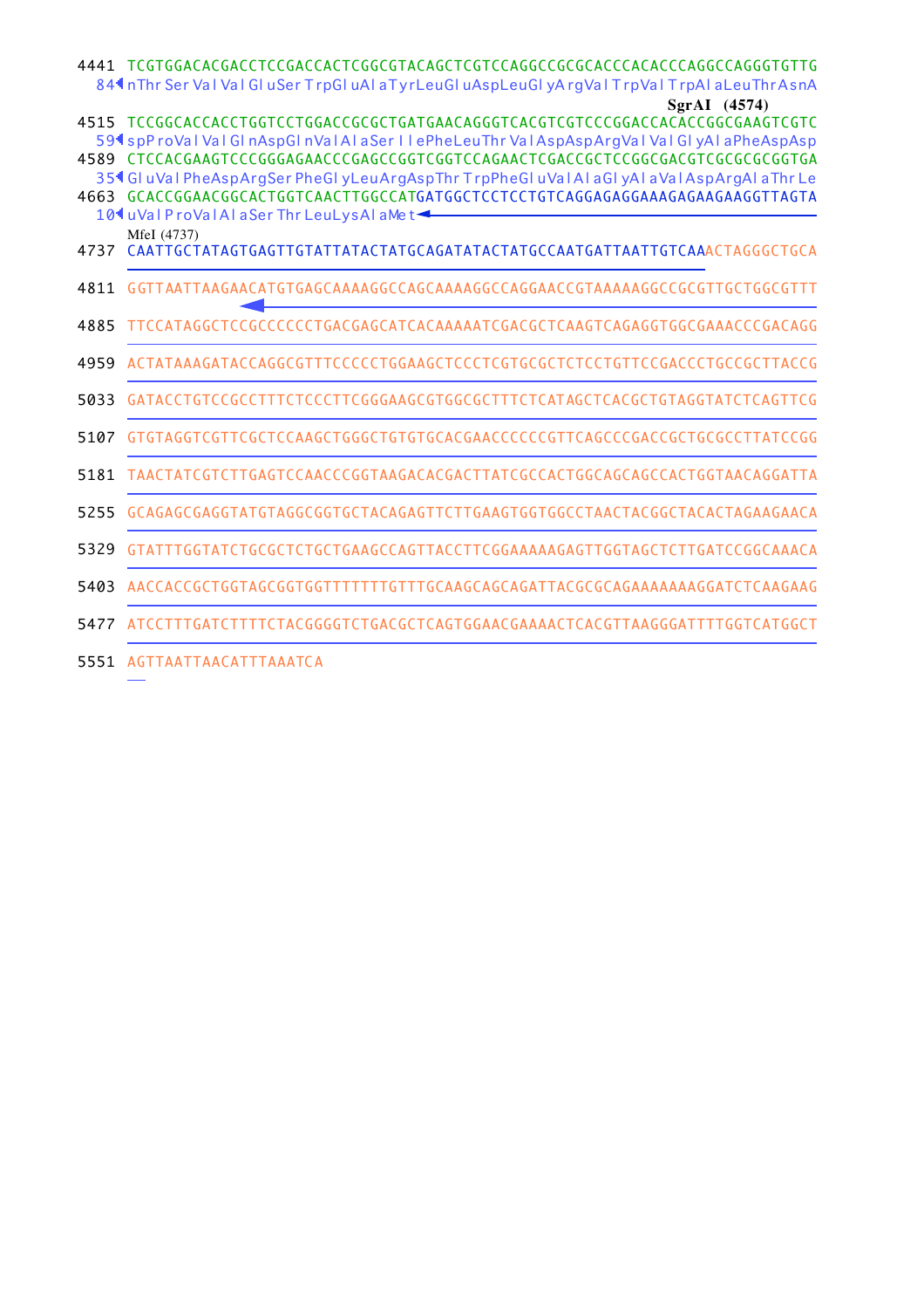```
4441 TCGTGGACACGACCTCCGACCACTCGGCGTACAGCTCGTCCAGGCCGCGCACCCACACCCAGGCCAGGGTGTTG
  84◀ nThr Ser Val Val GluSer TrpGluAlaTyrLeuGluAspLeuGlyArgVal TrpVal TrpAlaLeuThrAsnA
                                                                         SgrAI  (4574)
4515 TCCGGCACCACCTGGTCCTGGACCGCGCTGATGAACAGGGTCACGTCGTCCCGGACCACACCGGCGAAGTCGTC
  59◀ spProValValGlnAspGlnValAlaSerIlePheLeuThrValAspAspArgValValGlyAlaPheAspAsp
4589 CTCCACGAAGTCCCGGGAGAACCCGAGCCGGTCGGTCCAGAACTCGACCGCTCCGGCGACGTCGCGCGCGGTGA
  35◀ GluValPheAspArgSerPheGlyLeuArgAspThrTrpPheGluValAlaGlyAlaValAspArgAlaThrLe
4663 GCACCGGAACGGCACTGGTCAACTTGGCCATGATGGCTCCTCCTGTCAGGAGAGGAAAGAGAAGAAGGTTAGTA
  10◀ uValProValAlaSerThrLeuLysAlaMet◀
MfeI (4737)
4737 CAATTGCTATAGTGAGTTGTATTATACTATGCAGATATACTATGCCAATGATTAATTGTCAAACTAGGGCTGCA
4811 GGTTAATTAAGAACATGTGAGCAAAAGGCCAGCAAAAGGCCAGGAACCGTAAAAAGGCCGCGTTGCTGGCGTTT
4885 TTCCATAGGCTCCGCCCCCCTGACGAGCATCACAAAAATCGACGCTCAAGTCAGAGGTGGCGAAACCCGACAGG
4959 ACTATAAAGATACCAGGCGTTTCCCCCTGGAAGCTCCCTCGTGCGCTCTCCTGTTCCGACCCTGCCGCTTACCG
5033 GATACCTGTCCGCCTTTCTCCCTTCGGGAAGCGTGGCGCTTTCTCATAGCTCACGCTGTAGGTATCTCAGTTCG
5107 GTGTAGGTCGTTCGCTCCAAGCTGGGCTGTGTGCACGAACCCCCCGTTCAGCCCGACCGCTGCGCCTTATCCGG
5181 TAACTATCGTCTTGAGTCCAACCCGGTAAGACACGACTTATCGCCACTGGCAGCAGCCACTGGTAACAGGATTA
5255 GCAGAGCGAGGTATGTAGGCGGTGCTACAGAGTTCTTGAAGTGGTGGCCTAACTACGGCTACACTAGAAGAACA
5329 GTATTTGGTATCTGCGCTCTGCTGAAGCCAGTTACCTTCGGAAAAAGAGTTGGTAGCTCTTGATCCGGCAAACA
5403 AACCACCGCTGGTAGCGGTGGTTTTTTTGTTTGCAAGCAGCAGATTACGCGCAGAAAAAAAGGATCTCAAGAAG
5477 ATCCTTTGATCTTTTCTACGGGGTCTGACGCTCAGTGGAACGAAAACTCACGTTAAGGGATTTTGGTCATGGCT
5551 AGTTAATTAACATTTAAATCA
```